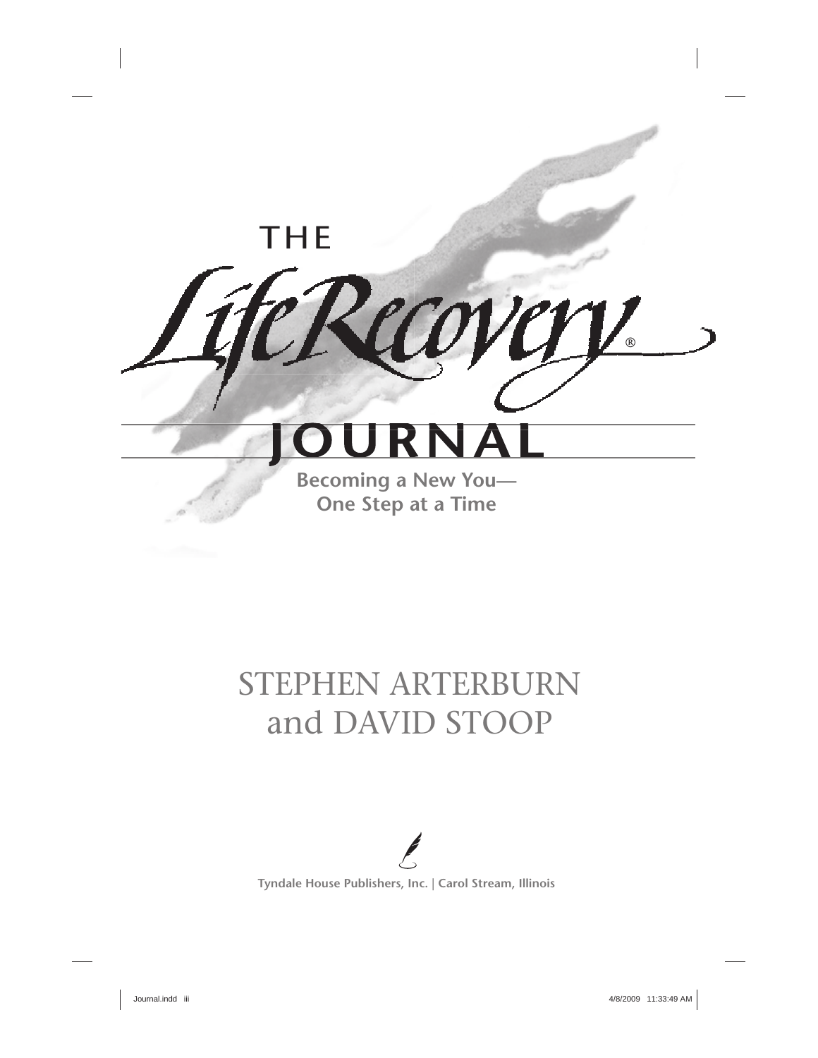# THE Life Recovery® JOURNAL

**Becoming a New You—**
**One Step at a Time**

STEPHEN ARTERBURN
and DAVID STOOP

**Tyndale House Publishers, Inc. | Carol Stream, Illinois**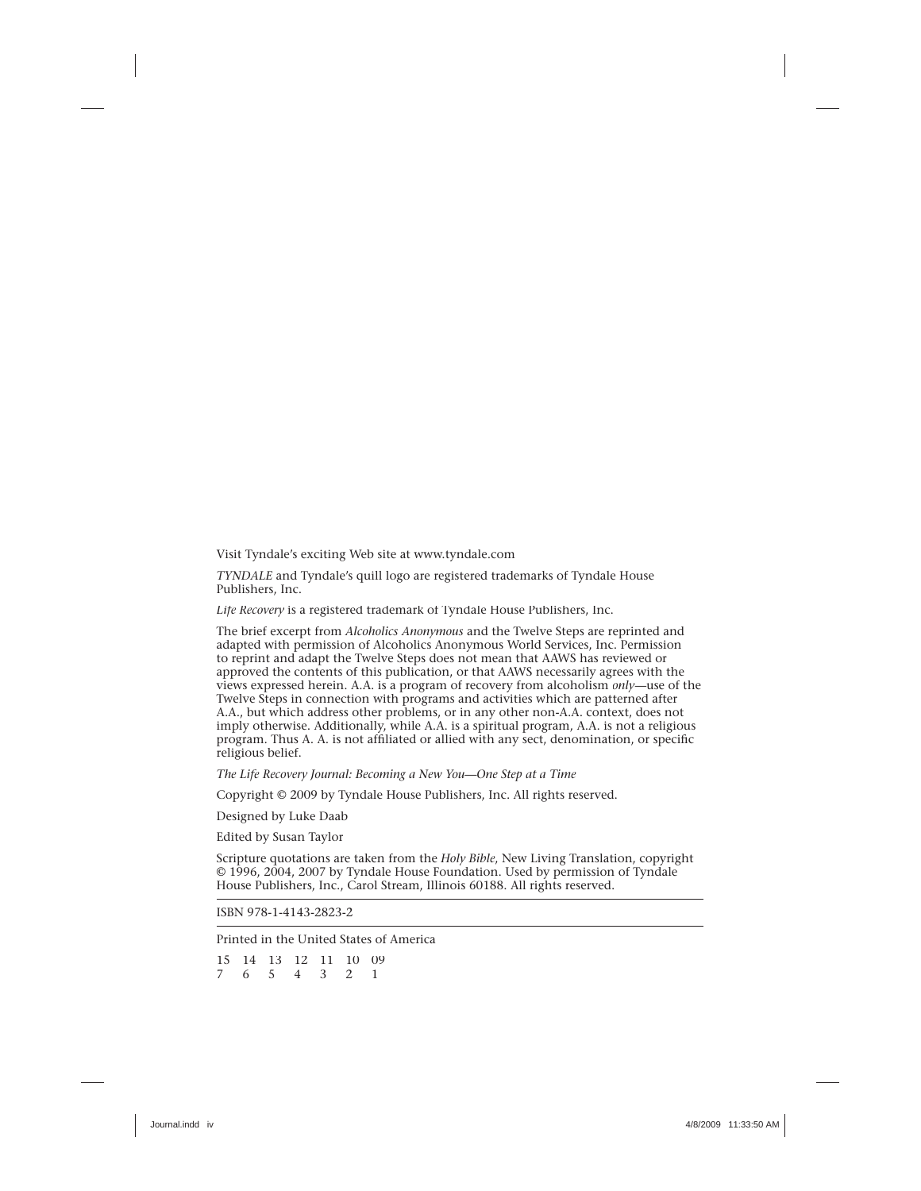Visit Tyndale's exciting Web site at www.tyndale.com

*TYNDALE* and Tyndale's quill logo are registered trademarks of Tyndale House Publishers, Inc.

*Life Recovery* is a registered trademark of Tyndale House Publishers, Inc.

The brief excerpt from *Alcoholics Anonymous* and the Twelve Steps are reprinted and adapted with permission of Alcoholics Anonymous World Services, Inc. Permission to reprint and adapt the Twelve Steps does not mean that AAWS has reviewed or approved the contents of this publication, or that AAWS necessarily agrees with the views expressed herein. A.A. is a program of recovery from alcoholism *only*—use of the Twelve Steps in connection with programs and activities which are patterned after A.A., but which address other problems, or in any other non-A.A. context, does not imply otherwise. Additionally, while A.A. is a spiritual program, A.A. is not a religious program. Thus A. A. is not affiliated or allied with any sect, denomination, or specific religious belief.

*The Life Recovery Journal: Becoming a New You—One Step at a Time*

Copyright © 2009 by Tyndale House Publishers, Inc. All rights reserved.

Designed by Luke Daab

Edited by Susan Taylor

Scripture quotations are taken from the *Holy Bible*, New Living Translation, copyright © 1996, 2004, 2007 by Tyndale House Foundation. Used by permission of Tyndale House Publishers, Inc., Carol Stream, Illinois 60188. All rights reserved.

ISBN 978-1-4143-2823-2

Printed in the United States of America

15 14 13 12 11 10 09
7 6 5 4 3 2 1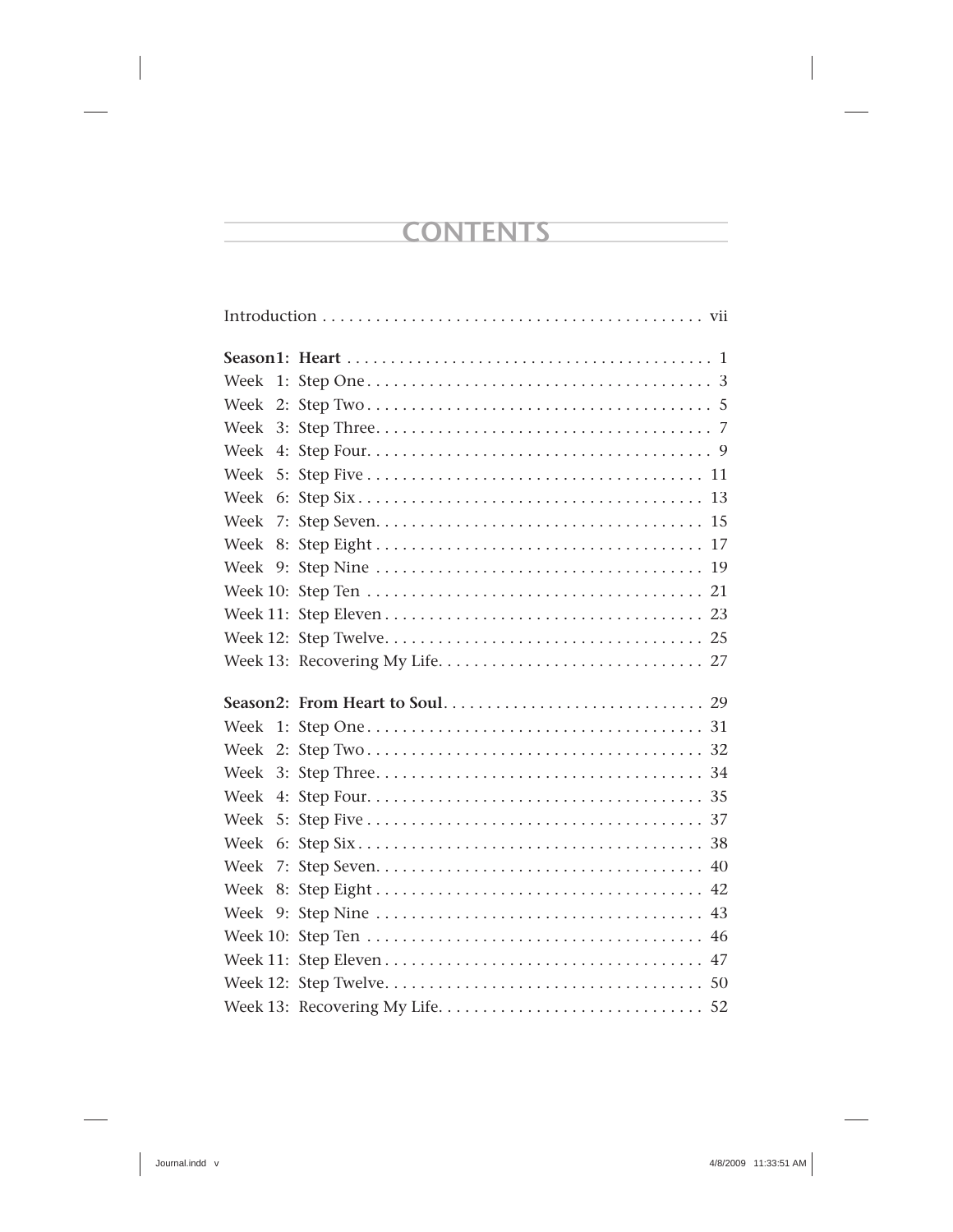# CONTENTS

Introduction . . . . . . . . . . . . . . . . . . . . . . . . . . . . . . . . . . . . . . . . . . . vii

**Season1: Heart** . . . . . . . . . . . . . . . . . . . . . . . . . . . . . . . . . . . . . . . . . . 1

Week 1: Step One . . . . . . . . . . . . . . . . . . . . . . . . . . . . . . . . . . . . . . . 3
Week 2: Step Two . . . . . . . . . . . . . . . . . . . . . . . . . . . . . . . . . . . . . . . 5
Week 3: Step Three . . . . . . . . . . . . . . . . . . . . . . . . . . . . . . . . . . . . . . 7
Week 4: Step Four . . . . . . . . . . . . . . . . . . . . . . . . . . . . . . . . . . . . . . . 9
Week 5: Step Five . . . . . . . . . . . . . . . . . . . . . . . . . . . . . . . . . . . . . . 11
Week 6: Step Six . . . . . . . . . . . . . . . . . . . . . . . . . . . . . . . . . . . . . . . 13
Week 7: Step Seven . . . . . . . . . . . . . . . . . . . . . . . . . . . . . . . . . . . . . 15
Week 8: Step Eight . . . . . . . . . . . . . . . . . . . . . . . . . . . . . . . . . . . . . 17
Week 9: Step Nine . . . . . . . . . . . . . . . . . . . . . . . . . . . . . . . . . . . . . 19
Week 10: Step Ten . . . . . . . . . . . . . . . . . . . . . . . . . . . . . . . . . . . . . 21
Week 11: Step Eleven . . . . . . . . . . . . . . . . . . . . . . . . . . . . . . . . . . . . 23
Week 12: Step Twelve . . . . . . . . . . . . . . . . . . . . . . . . . . . . . . . . . . . . 25
Week 13: Recovering My Life . . . . . . . . . . . . . . . . . . . . . . . . . . . . . . 27

**Season2: From Heart to Soul** . . . . . . . . . . . . . . . . . . . . . . . . . . . . . 29

Week 1: Step One . . . . . . . . . . . . . . . . . . . . . . . . . . . . . . . . . . . . . . 31
Week 2: Step Two . . . . . . . . . . . . . . . . . . . . . . . . . . . . . . . . . . . . . . 32
Week 3: Step Three . . . . . . . . . . . . . . . . . . . . . . . . . . . . . . . . . . . . . 34
Week 4: Step Four . . . . . . . . . . . . . . . . . . . . . . . . . . . . . . . . . . . . . . 35
Week 5: Step Five . . . . . . . . . . . . . . . . . . . . . . . . . . . . . . . . . . . . . . 37
Week 6: Step Six . . . . . . . . . . . . . . . . . . . . . . . . . . . . . . . . . . . . . . . 38
Week 7: Step Seven . . . . . . . . . . . . . . . . . . . . . . . . . . . . . . . . . . . . . 40
Week 8: Step Eight . . . . . . . . . . . . . . . . . . . . . . . . . . . . . . . . . . . . . 42
Week 9: Step Nine . . . . . . . . . . . . . . . . . . . . . . . . . . . . . . . . . . . . . 43
Week 10: Step Ten . . . . . . . . . . . . . . . . . . . . . . . . . . . . . . . . . . . . . 46
Week 11: Step Eleven . . . . . . . . . . . . . . . . . . . . . . . . . . . . . . . . . . . . 47
Week 12: Step Twelve . . . . . . . . . . . . . . . . . . . . . . . . . . . . . . . . . . . . 50
Week 13: Recovering My Life . . . . . . . . . . . . . . . . . . . . . . . . . . . . . . 52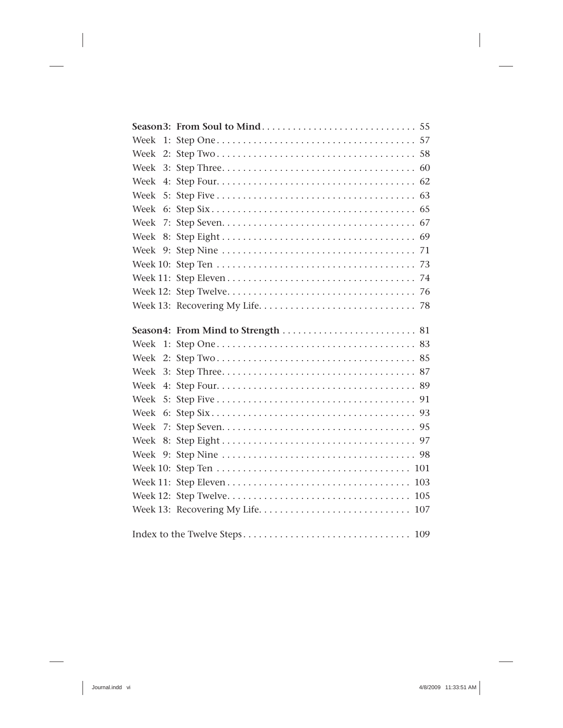**Season 3: From Soul to Mind** . . . . . . . . . . . . . . . . . . . . . . . . . . . . . . 55

Week 1: Step One . . . . . . . . . . . . . . . . . . . . . . . . . . . . . . . . . . . . . . 57
Week 2: Step Two . . . . . . . . . . . . . . . . . . . . . . . . . . . . . . . . . . . . . . 58
Week 3: Step Three . . . . . . . . . . . . . . . . . . . . . . . . . . . . . . . . . . . . . 60
Week 4: Step Four . . . . . . . . . . . . . . . . . . . . . . . . . . . . . . . . . . . . . . 62
Week 5: Step Five . . . . . . . . . . . . . . . . . . . . . . . . . . . . . . . . . . . . . . 63
Week 6: Step Six . . . . . . . . . . . . . . . . . . . . . . . . . . . . . . . . . . . . . . . 65
Week 7: Step Seven . . . . . . . . . . . . . . . . . . . . . . . . . . . . . . . . . . . . . 67
Week 8: Step Eight . . . . . . . . . . . . . . . . . . . . . . . . . . . . . . . . . . . . . 69
Week 9: Step Nine . . . . . . . . . . . . . . . . . . . . . . . . . . . . . . . . . . . . . 71
Week 10: Step Ten . . . . . . . . . . . . . . . . . . . . . . . . . . . . . . . . . . . . . 73
Week 11: Step Eleven . . . . . . . . . . . . . . . . . . . . . . . . . . . . . . . . . . . . 74
Week 12: Step Twelve . . . . . . . . . . . . . . . . . . . . . . . . . . . . . . . . . . . . 76
Week 13: Recovering My Life . . . . . . . . . . . . . . . . . . . . . . . . . . . . . . 78

**Season 4: From Mind to Strength** . . . . . . . . . . . . . . . . . . . . . . . . . . 81

Week 1: Step One . . . . . . . . . . . . . . . . . . . . . . . . . . . . . . . . . . . . . . 83
Week 2: Step Two . . . . . . . . . . . . . . . . . . . . . . . . . . . . . . . . . . . . . . 85
Week 3: Step Three . . . . . . . . . . . . . . . . . . . . . . . . . . . . . . . . . . . . . 87
Week 4: Step Four . . . . . . . . . . . . . . . . . . . . . . . . . . . . . . . . . . . . . . 89
Week 5: Step Five . . . . . . . . . . . . . . . . . . . . . . . . . . . . . . . . . . . . . . 91
Week 6: Step Six . . . . . . . . . . . . . . . . . . . . . . . . . . . . . . . . . . . . . . . 93
Week 7: Step Seven . . . . . . . . . . . . . . . . . . . . . . . . . . . . . . . . . . . . . 95
Week 8: Step Eight . . . . . . . . . . . . . . . . . . . . . . . . . . . . . . . . . . . . . 97
Week 9: Step Nine . . . . . . . . . . . . . . . . . . . . . . . . . . . . . . . . . . . . . 98
Week 10: Step Ten . . . . . . . . . . . . . . . . . . . . . . . . . . . . . . . . . . . . . 101
Week 11: Step Eleven . . . . . . . . . . . . . . . . . . . . . . . . . . . . . . . . . . . . 103
Week 12: Step Twelve . . . . . . . . . . . . . . . . . . . . . . . . . . . . . . . . . . . . 105
Week 13: Recovering My Life . . . . . . . . . . . . . . . . . . . . . . . . . . . . . . 107

Index to the Twelve Steps . . . . . . . . . . . . . . . . . . . . . . . . . . . . . . . . 109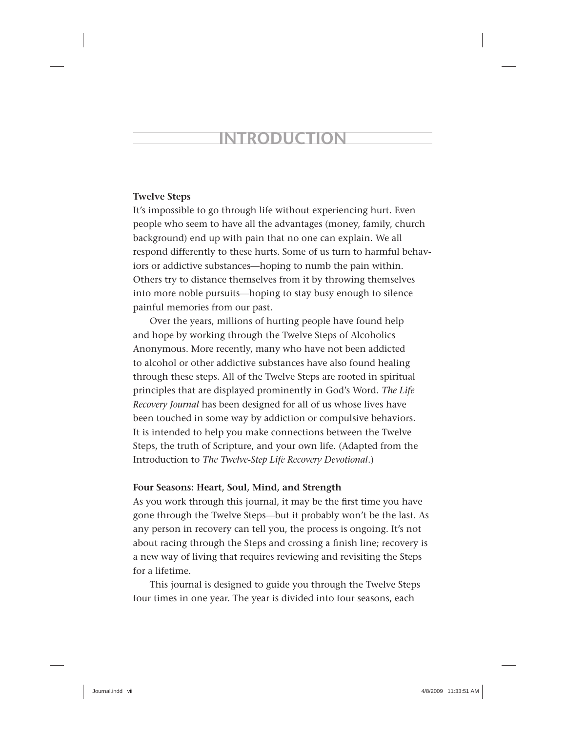# INTRODUCTION

**Twelve Steps**

It's impossible to go through life without experiencing hurt. Even people who seem to have all the advantages (money, family, church background) end up with pain that no one can explain. We all respond differently to these hurts. Some of us turn to harmful behaviors or addictive substances—hoping to numb the pain within. Others try to distance themselves from it by throwing themselves into more noble pursuits—hoping to stay busy enough to silence painful memories from our past.

Over the years, millions of hurting people have found help and hope by working through the Twelve Steps of Alcoholics Anonymous. More recently, many who have not been addicted to alcohol or other addictive substances have also found healing through these steps. All of the Twelve Steps are rooted in spiritual principles that are displayed prominently in God's Word. *The Life Recovery Journal* has been designed for all of us whose lives have been touched in some way by addiction or compulsive behaviors. It is intended to help you make connections between the Twelve Steps, the truth of Scripture, and your own life. (Adapted from the Introduction to *The Twelve-Step Life Recovery Devotional*.)

**Four Seasons: Heart, Soul, Mind, and Strength**

As you work through this journal, it may be the first time you have gone through the Twelve Steps—but it probably won't be the last. As any person in recovery can tell you, the process is ongoing. It's not about racing through the Steps and crossing a finish line; recovery is a new way of living that requires reviewing and revisiting the Steps for a lifetime.

This journal is designed to guide you through the Twelve Steps four times in one year. The year is divided into four seasons, each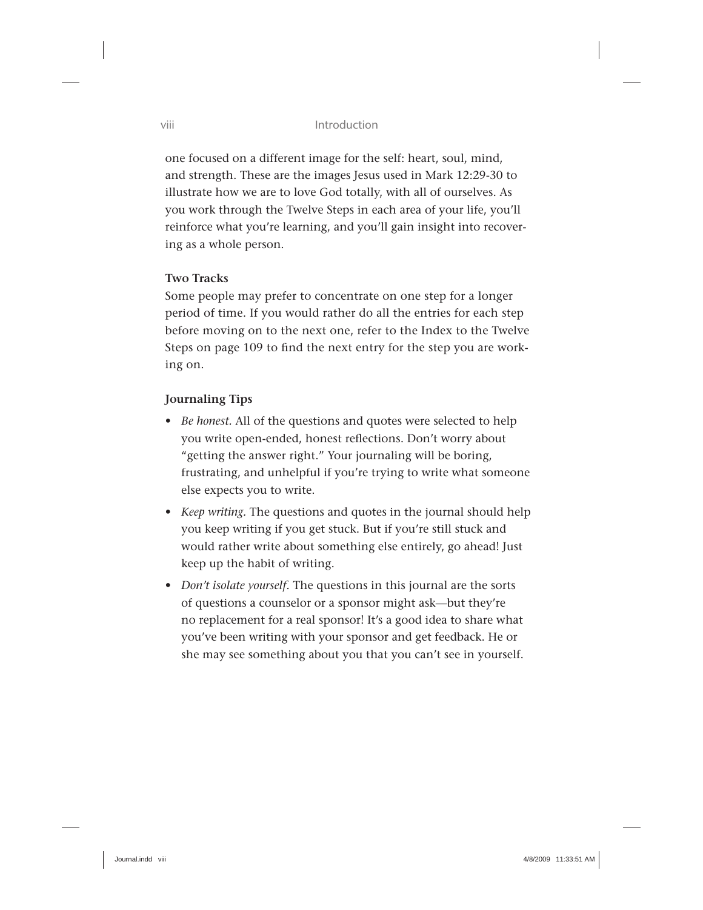one focused on a different image for the self: heart, soul, mind, and strength. These are the images Jesus used in Mark 12:29-30 to illustrate how we are to love God totally, with all of ourselves. As you work through the Twelve Steps in each area of your life, you'll reinforce what you're learning, and you'll gain insight into recovering as a whole person.

**Two Tracks**

Some people may prefer to concentrate on one step for a longer period of time. If you would rather do all the entries for each step before moving on to the next one, refer to the Index to the Twelve Steps on page 109 to find the next entry for the step you are working on.

**Journaling Tips**

- *Be honest.* All of the questions and quotes were selected to help you write open-ended, honest reflections. Don't worry about "getting the answer right." Your journaling will be boring, frustrating, and unhelpful if you're trying to write what someone else expects you to write.
- *Keep writing.* The questions and quotes in the journal should help you keep writing if you get stuck. But if you're still stuck and would rather write about something else entirely, go ahead! Just keep up the habit of writing.
- *Don't isolate yourself.* The questions in this journal are the sorts of questions a counselor or a sponsor might ask—but they're no replacement for a real sponsor! It's a good idea to share what you've been writing with your sponsor and get feedback. He or she may see something about you that you can't see in yourself.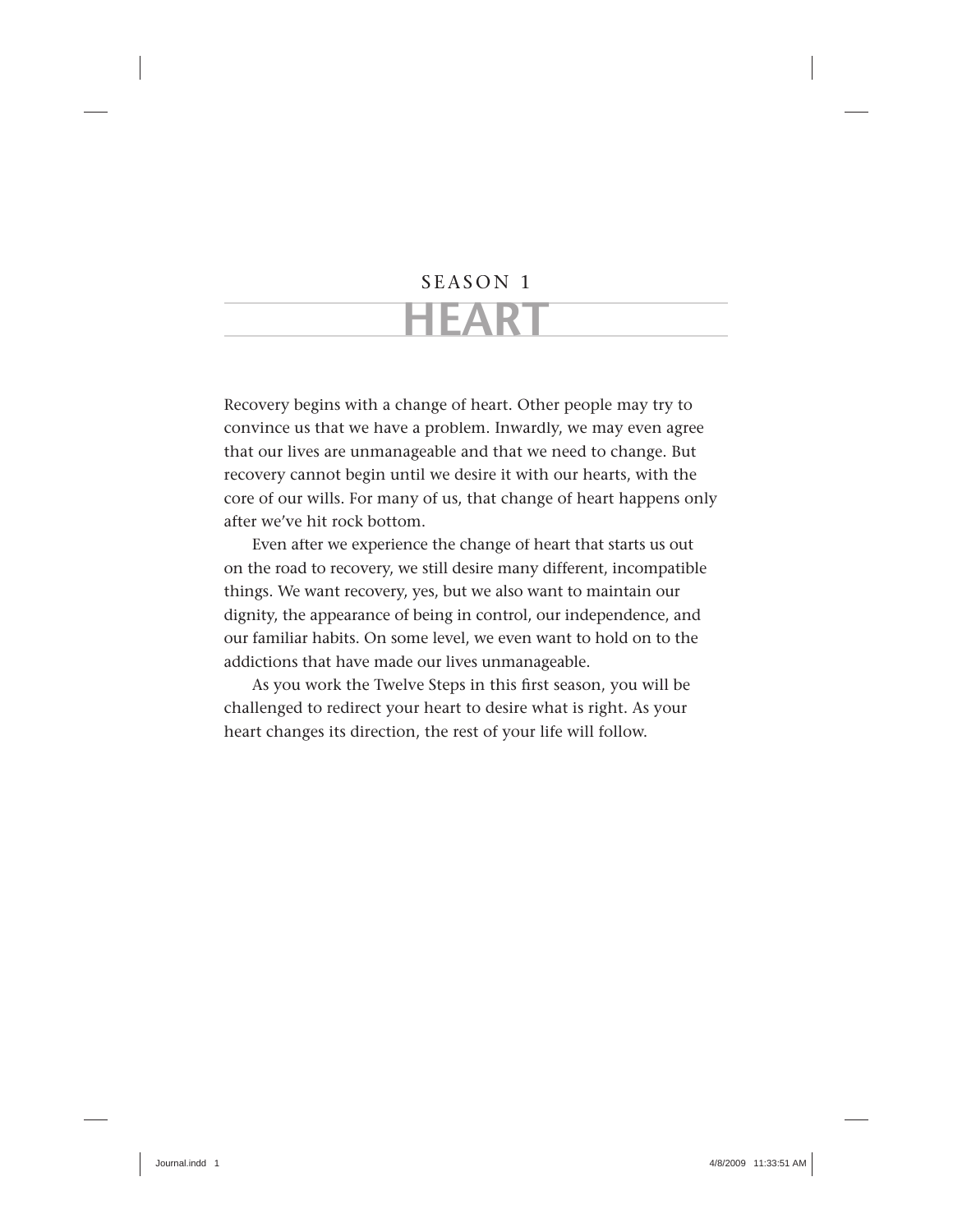SEASON 1

# HEART

Recovery begins with a change of heart. Other people may try to convince us that we have a problem. Inwardly, we may even agree that our lives are unmanageable and that we need to change. But recovery cannot begin until we desire it with our hearts, with the core of our wills. For many of us, that change of heart happens only after we've hit rock bottom.

Even after we experience the change of heart that starts us out on the road to recovery, we still desire many different, incompatible things. We want recovery, yes, but we also want to maintain our dignity, the appearance of being in control, our independence, and our familiar habits. On some level, we even want to hold on to the addictions that have made our lives unmanageable.

As you work the Twelve Steps in this first season, you will be challenged to redirect your heart to desire what is right. As your heart changes its direction, the rest of your life will follow.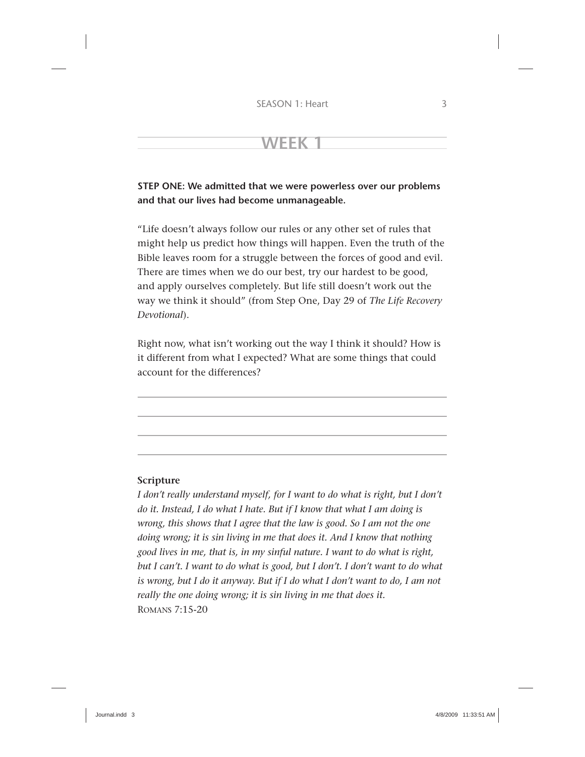## WEEK 1

**STEP ONE: We admitted that we were powerless over our problems and that our lives had become unmanageable.**

"Life doesn't always follow our rules or any other set of rules that might help us predict how things will happen. Even the truth of the Bible leaves room for a struggle between the forces of good and evil. There are times when we do our best, try our hardest to be good, and apply ourselves completely. But life still doesn't work out the way we think it should" (from Step One, Day 29 of *The Life Recovery Devotional*).

Right now, what isn't working out the way I think it should? How is it different from what I expected? What are some things that could account for the differences?

______________________________________________________________

______________________________________________________________

______________________________________________________________

______________________________________________________________

**Scripture**

*I don't really understand myself, for I want to do what is right, but I don't do it. Instead, I do what I hate. But if I know that what I am doing is wrong, this shows that I agree that the law is good. So I am not the one doing wrong; it is sin living in me that does it. And I know that nothing good lives in me, that is, in my sinful nature. I want to do what is right, but I can't. I want to do what is good, but I don't. I don't want to do what is wrong, but I do it anyway. But if I do what I don't want to do, I am not really the one doing wrong; it is sin living in me that does it.*
ROMANS 7:15-20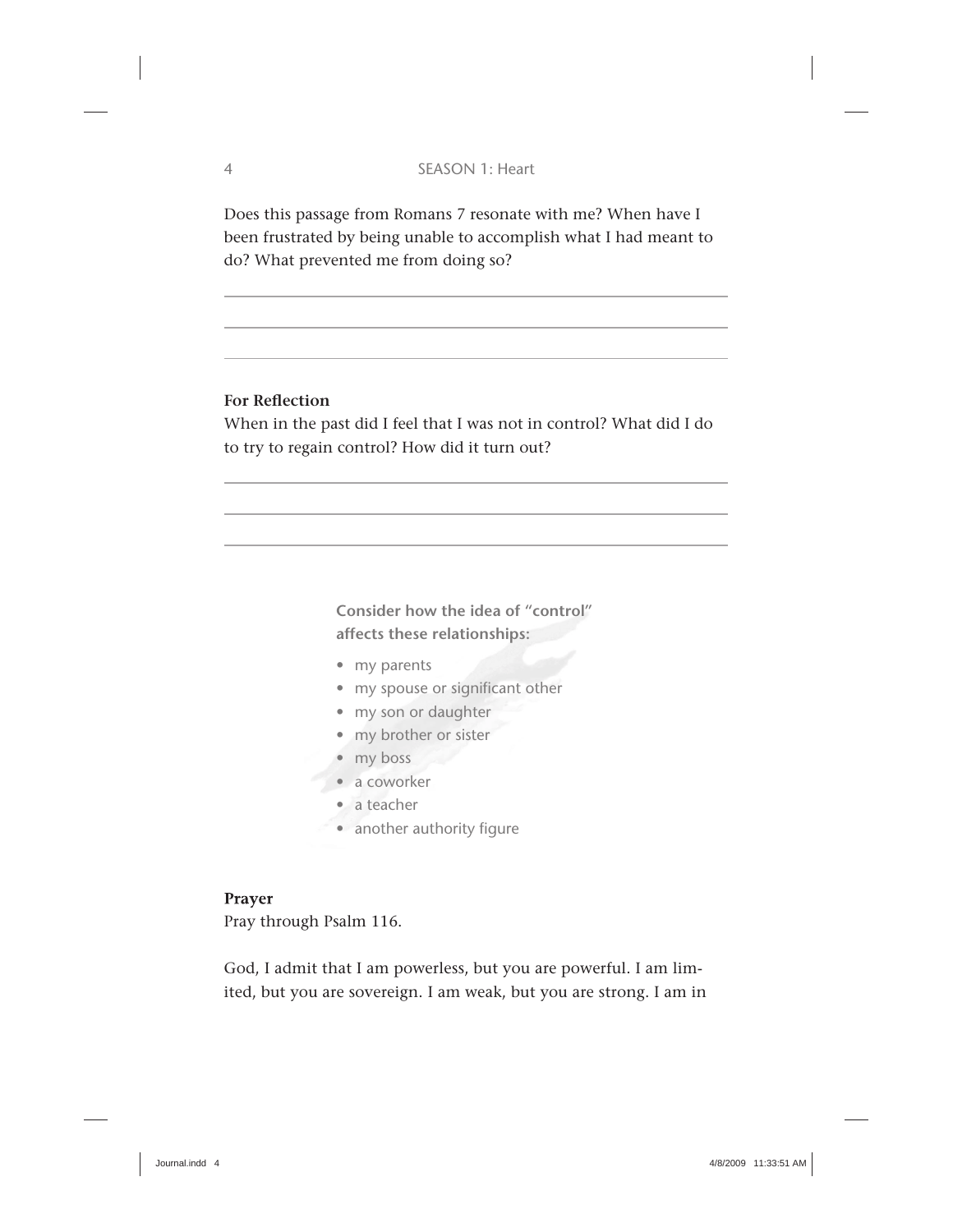Does this passage from Romans 7 resonate with me? When have I been frustrated by being unable to accomplish what I had meant to do? What prevented me from doing so?

**For Reflection**

When in the past did I feel that I was not in control? What did I do to try to regain control? How did it turn out?

**Consider how the idea of "control" affects these relationships:**

- my parents
- my spouse or significant other
- my son or daughter
- my brother or sister
- my boss
- a coworker
- a teacher
- another authority figure

**Prayer**

Pray through Psalm 116.

God, I admit that I am powerless, but you are powerful. I am limited, but you are sovereign. I am weak, but you are strong. I am in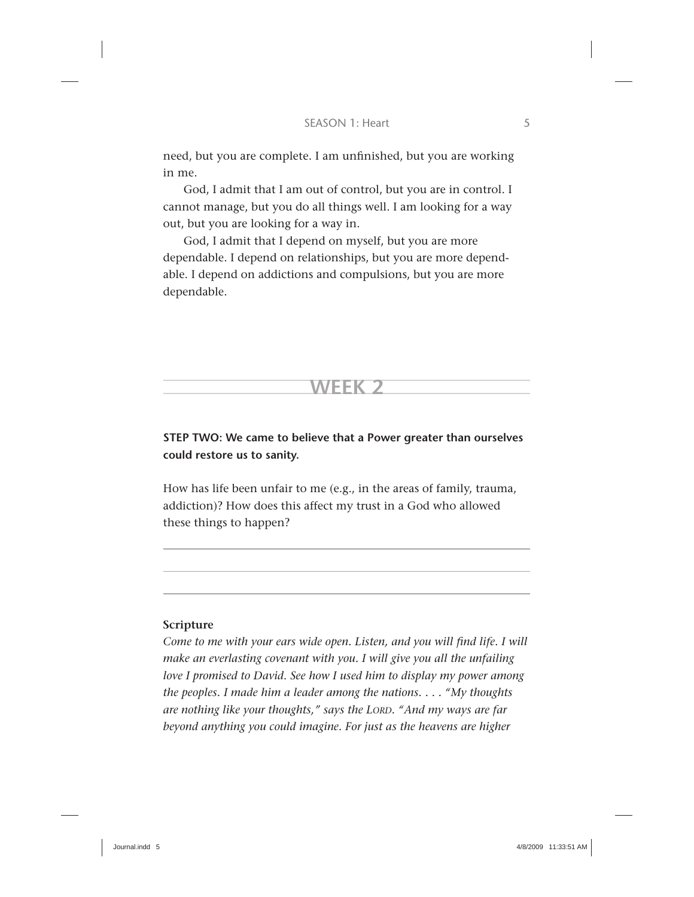need, but you are complete. I am unfinished, but you are working in me.

God, I admit that I am out of control, but you are in control. I cannot manage, but you do all things well. I am looking for a way out, but you are looking for a way in.

God, I admit that I depend on myself, but you are more dependable. I depend on relationships, but you are more dependable. I depend on addictions and compulsions, but you are more dependable.

## WEEK 2

**STEP TWO: We came to believe that a Power greater than ourselves could restore us to sanity.**

How has life been unfair to me (e.g., in the areas of family, trauma, addiction)? How does this affect my trust in a God who allowed these things to happen?

---

---

---

**Scripture**

*Come to me with your ears wide open. Listen, and you will find life. I will make an everlasting covenant with you. I will give you all the unfailing love I promised to David. See how I used him to display my power among the peoples. I made him a leader among the nations. . . . "My thoughts are nothing like your thoughts," says the* LORD*. "And my ways are far beyond anything you could imagine. For just as the heavens are higher*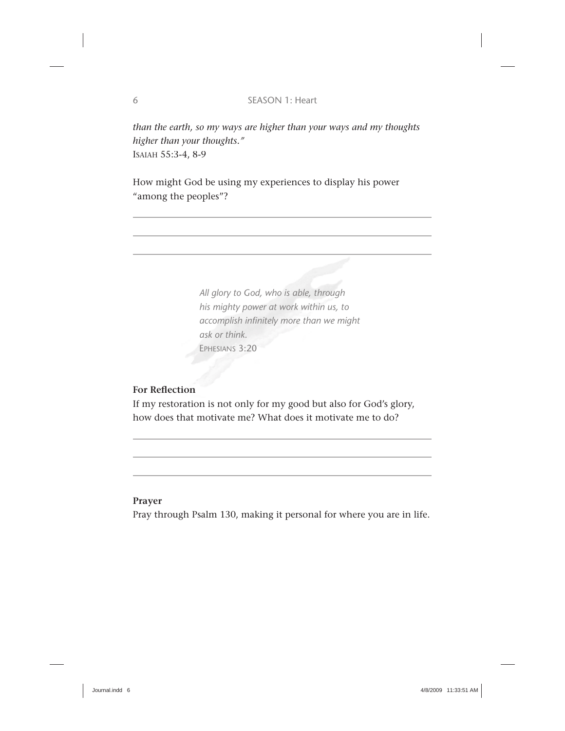*than the earth, so my ways are higher than your ways and my thoughts higher than your thoughts."*
ISAIAH 55:3-4, 8-9

How might God be using my experiences to display his power "among the peoples"?

> *All glory to God, who is able, through his mighty power at work within us, to accomplish infinitely more than we might ask or think.*
> EPHESIANS 3:20

**For Reflection**

If my restoration is not only for my good but also for God's glory, how does that motivate me? What does it motivate me to do?

**Prayer**

Pray through Psalm 130, making it personal for where you are in life.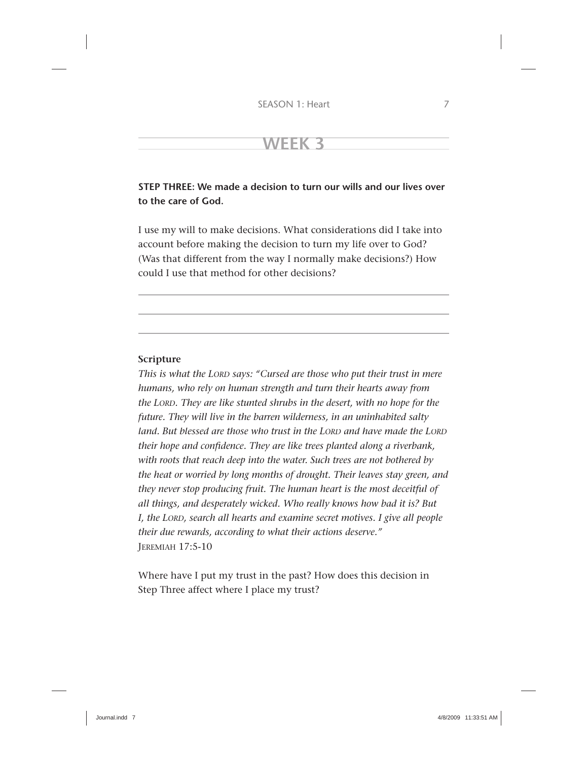# WEEK 3

**STEP THREE: We made a decision to turn our wills and our lives over to the care of God.**

I use my will to make decisions. What considerations did I take into account before making the decision to turn my life over to God? (Was that different from the way I normally make decisions?) How could I use that method for other decisions?

---

---

---

**Scripture**

*This is what the LORD says: "Cursed are those who put their trust in mere humans, who rely on human strength and turn their hearts away from the LORD. They are like stunted shrubs in the desert, with no hope for the future. They will live in the barren wilderness, in an uninhabited salty land. But blessed are those who trust in the LORD and have made the LORD their hope and confidence. They are like trees planted along a riverbank, with roots that reach deep into the water. Such trees are not bothered by the heat or worried by long months of drought. Their leaves stay green, and they never stop producing fruit. The human heart is the most deceitful of all things, and desperately wicked. Who really knows how bad it is? But I, the LORD, search all hearts and examine secret motives. I give all people their due rewards, according to what their actions deserve."*
JEREMIAH 17:5-10

Where have I put my trust in the past? How does this decision in Step Three affect where I place my trust?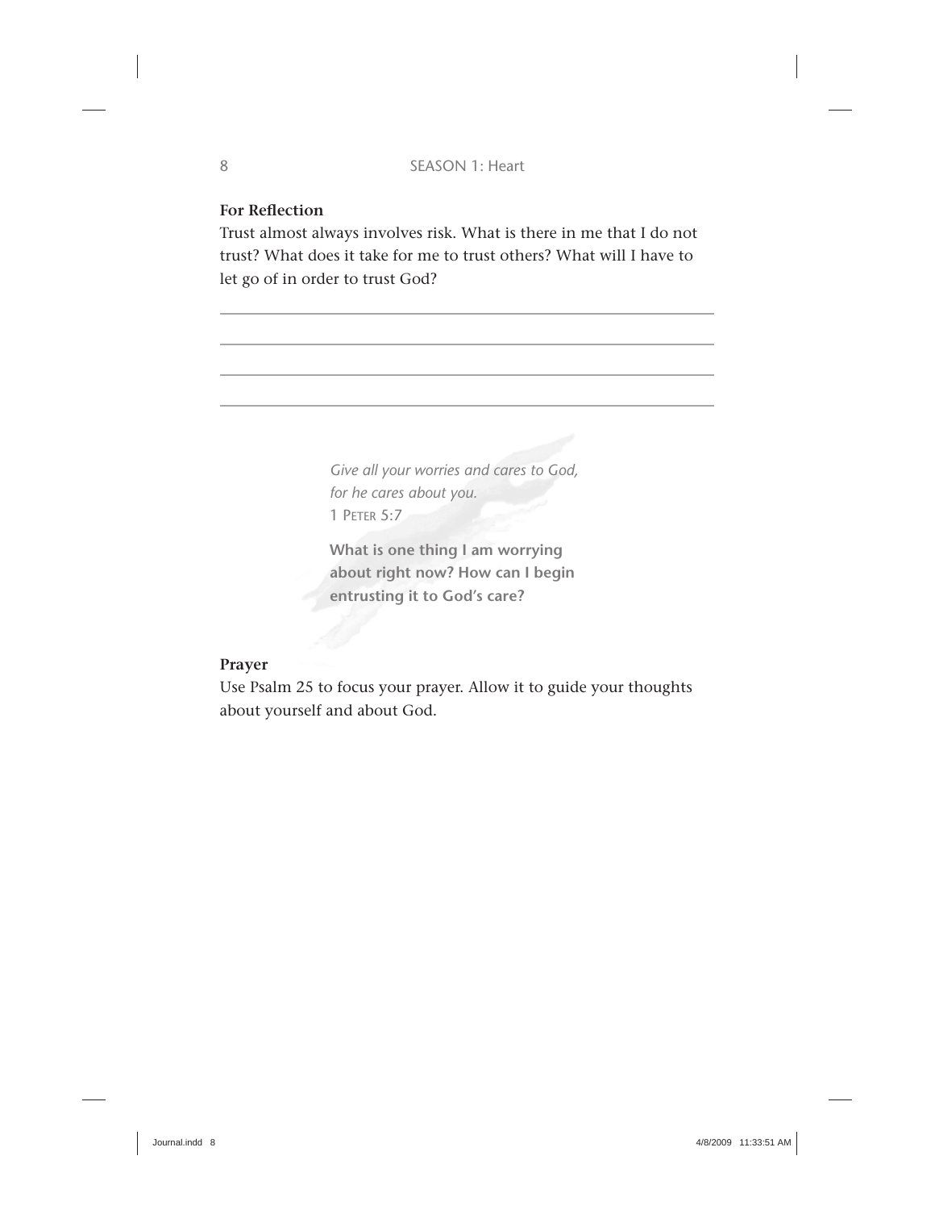**For Reflection**

Trust almost always involves risk. What is there in me that I do not trust? What does it take for me to trust others? What will I have to let go of in order to trust God?

> *Give all your worries and cares to God, for he cares about you.*
> 1 Peter 5:7
>
> **What is one thing I am worrying about right now? How can I begin entrusting it to God's care?**

**Prayer**

Use Psalm 25 to focus your prayer. Allow it to guide your thoughts about yourself and about God.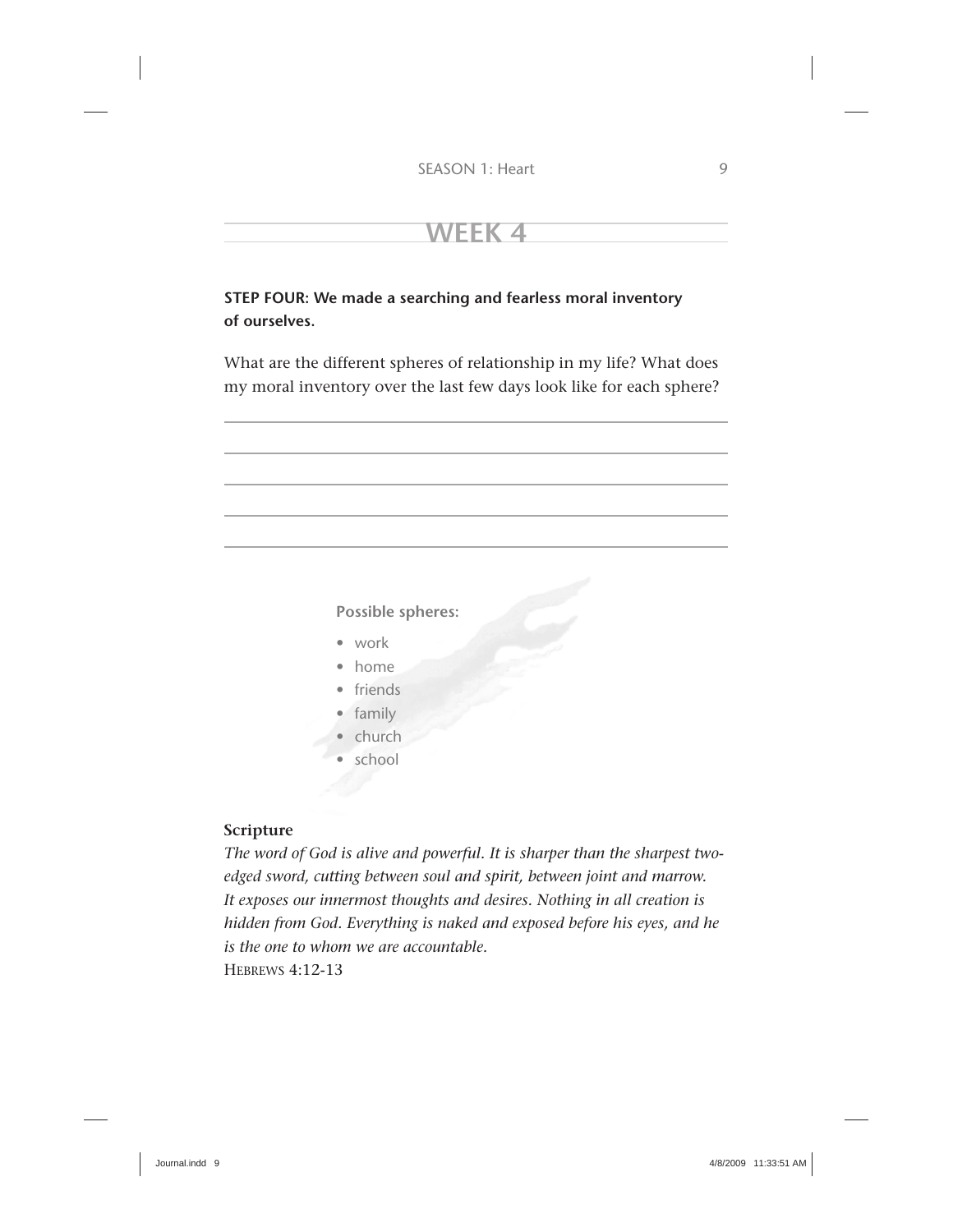# WEEK 4

**STEP FOUR: We made a searching and fearless moral inventory of ourselves.**

What are the different spheres of relationship in my life? What does my moral inventory over the last few days look like for each sphere?

**Possible spheres:**

- work
- home
- friends
- family
- church
- school

**Scripture**

*The word of God is alive and powerful. It is sharper than the sharpest two-edged sword, cutting between soul and spirit, between joint and marrow. It exposes our innermost thoughts and desires. Nothing in all creation is hidden from God. Everything is naked and exposed before his eyes, and he is the one to whom we are accountable.*

HEBREWS 4:12-13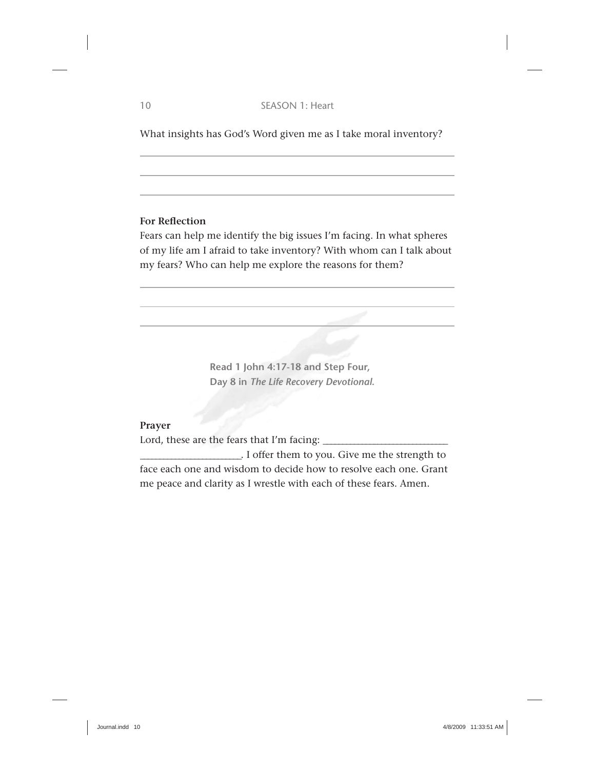What insights has God's Word given me as I take moral inventory?

______________________________________________________________

______________________________________________________________

______________________________________________________________

**For Reflection**

Fears can help me identify the big issues I'm facing. In what spheres of my life am I afraid to take inventory? With whom can I talk about my fears? Who can help me explore the reasons for them?

______________________________________________________________

______________________________________________________________

______________________________________________________________

**Read 1 John 4:17-18 and Step Four, Day 8 in *The Life Recovery Devotional.***

**Prayer**

Lord, these are the fears that I'm facing: _________________________ ____________________. I offer them to you. Give me the strength to face each one and wisdom to decide how to resolve each one. Grant me peace and clarity as I wrestle with each of these fears. Amen.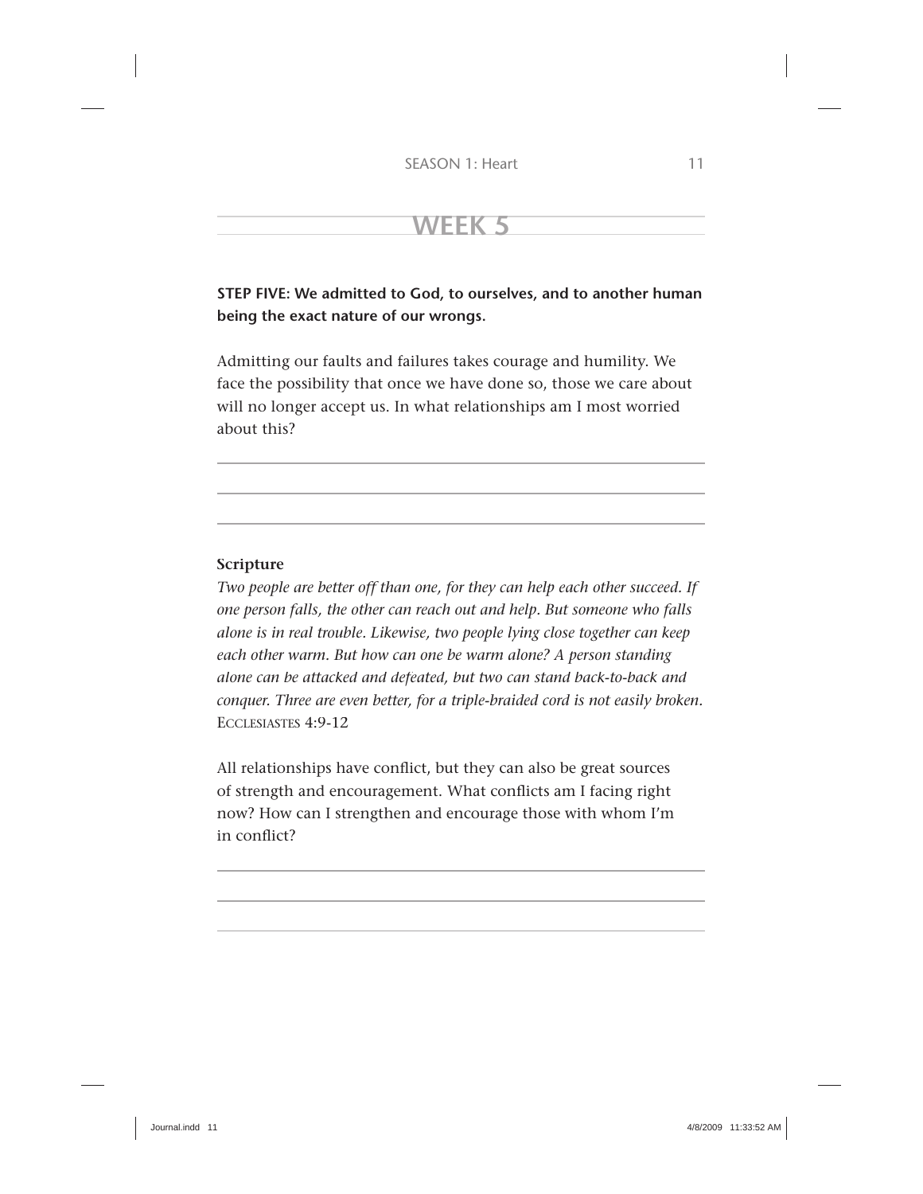## WEEK 5

**STEP FIVE: We admitted to God, to ourselves, and to another human being the exact nature of our wrongs.**

Admitting our faults and failures takes courage and humility. We face the possibility that once we have done so, those we care about will no longer accept us. In what relationships am I most worried about this?

**Scripture**

*Two people are better off than one, for they can help each other succeed. If one person falls, the other can reach out and help. But someone who falls alone is in real trouble. Likewise, two people lying close together can keep each other warm. But how can one be warm alone? A person standing alone can be attacked and defeated, but two can stand back-to-back and conquer. Three are even better, for a triple-braided cord is not easily broken.*
ECCLESIASTES 4:9-12

All relationships have conflict, but they can also be great sources of strength and encouragement. What conflicts am I facing right now? How can I strengthen and encourage those with whom I'm in conflict?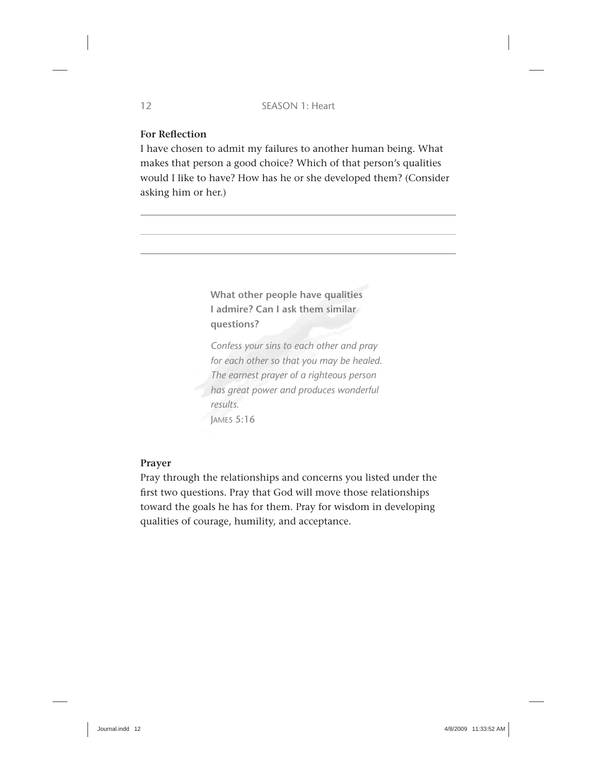**For Reflection**

I have chosen to admit my failures to another human being. What makes that person a good choice? Which of that person's qualities would I like to have? How has he or she developed them? (Consider asking him or her.)

**What other people have qualities I admire? Can I ask them similar questions?**

*Confess your sins to each other and pray for each other so that you may be healed. The earnest prayer of a righteous person has great power and produces wonderful results.*

JAMES 5:16

**Prayer**

Pray through the relationships and concerns you listed under the first two questions. Pray that God will move those relationships toward the goals he has for them. Pray for wisdom in developing qualities of courage, humility, and acceptance.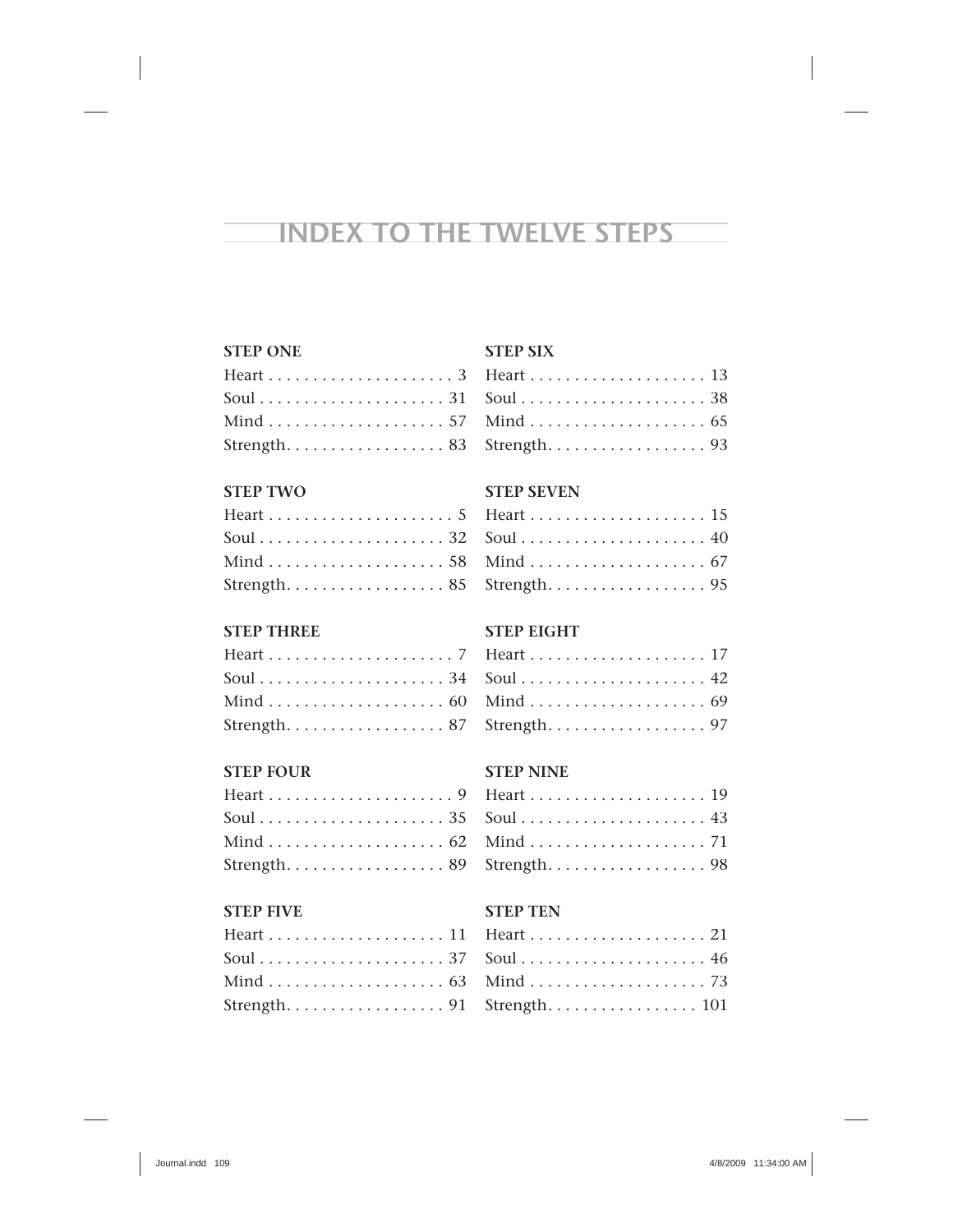# INDEX TO THE TWELVE STEPS

**STEP ONE**

Heart . . . . . . . . . . . . . . . . . . . . . 3
Soul . . . . . . . . . . . . . . . . . . . . . 31
Mind . . . . . . . . . . . . . . . . . . . . 57
Strength. . . . . . . . . . . . . . . . . . 83

**STEP TWO**

Heart . . . . . . . . . . . . . . . . . . . . . 5
Soul . . . . . . . . . . . . . . . . . . . . . 32
Mind . . . . . . . . . . . . . . . . . . . . 58
Strength. . . . . . . . . . . . . . . . . . 85

**STEP THREE**

Heart . . . . . . . . . . . . . . . . . . . . . 7
Soul . . . . . . . . . . . . . . . . . . . . . 34
Mind . . . . . . . . . . . . . . . . . . . . 60
Strength. . . . . . . . . . . . . . . . . . 87

**STEP FOUR**

Heart . . . . . . . . . . . . . . . . . . . . . 9
Soul . . . . . . . . . . . . . . . . . . . . . 35
Mind . . . . . . . . . . . . . . . . . . . . 62
Strength. . . . . . . . . . . . . . . . . . 89

**STEP FIVE**

Heart . . . . . . . . . . . . . . . . . . . . 11
Soul . . . . . . . . . . . . . . . . . . . . . 37
Mind . . . . . . . . . . . . . . . . . . . . 63
Strength. . . . . . . . . . . . . . . . . . 91

**STEP SIX**

Heart . . . . . . . . . . . . . . . . . . . . 13
Soul . . . . . . . . . . . . . . . . . . . . . 38
Mind . . . . . . . . . . . . . . . . . . . . 65
Strength. . . . . . . . . . . . . . . . . . 93

**STEP SEVEN**

Heart . . . . . . . . . . . . . . . . . . . . 15
Soul . . . . . . . . . . . . . . . . . . . . . 40
Mind . . . . . . . . . . . . . . . . . . . . 67
Strength. . . . . . . . . . . . . . . . . . 95

**STEP EIGHT**

Heart . . . . . . . . . . . . . . . . . . . . 17
Soul . . . . . . . . . . . . . . . . . . . . . 42
Mind . . . . . . . . . . . . . . . . . . . . 69
Strength. . . . . . . . . . . . . . . . . . 97

**STEP NINE**

Heart . . . . . . . . . . . . . . . . . . . . 19
Soul . . . . . . . . . . . . . . . . . . . . . 43
Mind . . . . . . . . . . . . . . . . . . . . 71
Strength. . . . . . . . . . . . . . . . . . 98

**STEP TEN**

Heart . . . . . . . . . . . . . . . . . . . . 21
Soul . . . . . . . . . . . . . . . . . . . . . 46
Mind . . . . . . . . . . . . . . . . . . . . 73
Strength. . . . . . . . . . . . . . . . . 101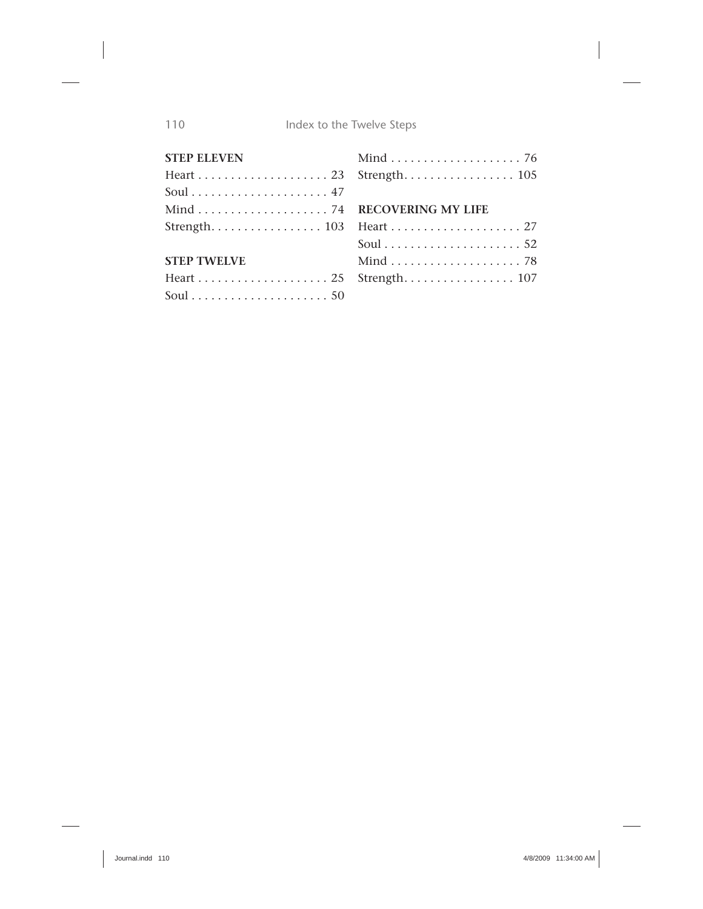**STEP ELEVEN**

Heart . . . . . . . . . . . . . . . . . . . . 23
Soul . . . . . . . . . . . . . . . . . . . . . 47
Mind . . . . . . . . . . . . . . . . . . . . 74
Strength. . . . . . . . . . . . . . . . . 103

**STEP TWELVE**

Heart . . . . . . . . . . . . . . . . . . . . 25
Soul . . . . . . . . . . . . . . . . . . . . . 50
Mind . . . . . . . . . . . . . . . . . . . . 76
Strength. . . . . . . . . . . . . . . . . 105

**RECOVERING MY LIFE**

Heart . . . . . . . . . . . . . . . . . . . . 27
Soul . . . . . . . . . . . . . . . . . . . . . 52
Mind . . . . . . . . . . . . . . . . . . . . 78
Strength. . . . . . . . . . . . . . . . . 107